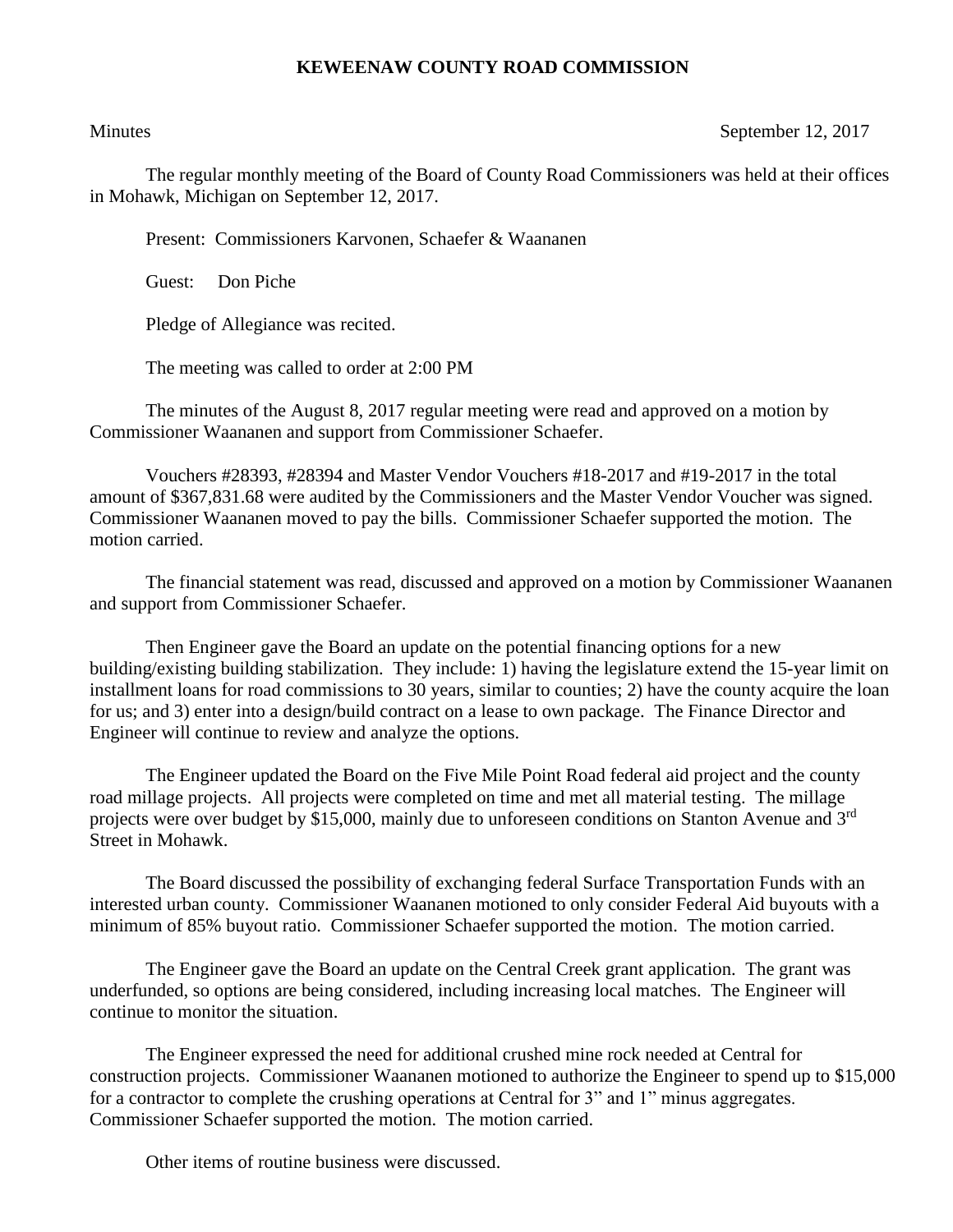# KEWEENAW COUNTY ROAD COMMISSION

Minutes September 12, 2017

The regular monthly meeting of the Board of County Road Commissioners was held at their offices in Mohawk, Michigan on September 12, 2017.

Present: Commissioners Karvonen, Schaefer & Waananen

Guest: Don Piche

Pledge of Allegiance was recited.

The meeting was called to order at 2:00 PM

The minutes of the August 8, 2017 regular meeting were read and approved on a motion by Commissioner Waananen and support from Commissioner Schaefer.

Vouchers #28393, #28394 and Master Vendor Vouchers #18-2017 and #19-2017 in the total amount of $367,831.68 were audited by the Commissioners and the Master Vendor Voucher was signed. Commissioner Waananen moved to pay the bills. Commissioner Schaefer supported the motion. The motion carried.

The financial statement was read, discussed and approved on a motion by Commissioner Waananen and support from Commissioner Schaefer.

Then Engineer gave the Board an update on the potential financing options for a new building/existing building stabilization. They include: 1) having the legislature extend the 15-year limit on installment loans for road commissions to 30 years, similar to counties; 2) have the county acquire the loan for us; and 3) enter into a design/build contract on a lease to own package. The Finance Director and Engineer will continue to review and analyze the options.

The Engineer updated the Board on the Five Mile Point Road federal aid project and the county road millage projects. All projects were completed on time and met all material testing. The millage projects were over budget by $15,000, mainly due to unforeseen conditions on Stanton Avenue and 3rd Street in Mohawk.

The Board discussed the possibility of exchanging federal Surface Transportation Funds with an interested urban county. Commissioner Waananen motioned to only consider Federal Aid buyouts with a minimum of 85% buyout ratio. Commissioner Schaefer supported the motion. The motion carried.

The Engineer gave the Board an update on the Central Creek grant application. The grant was underfunded, so options are being considered, including increasing local matches. The Engineer will continue to monitor the situation.

The Engineer expressed the need for additional crushed mine rock needed at Central for construction projects. Commissioner Waananen motioned to authorize the Engineer to spend up to $15,000 for a contractor to complete the crushing operations at Central for 3" and 1" minus aggregates. Commissioner Schaefer supported the motion. The motion carried.

Other items of routine business were discussed.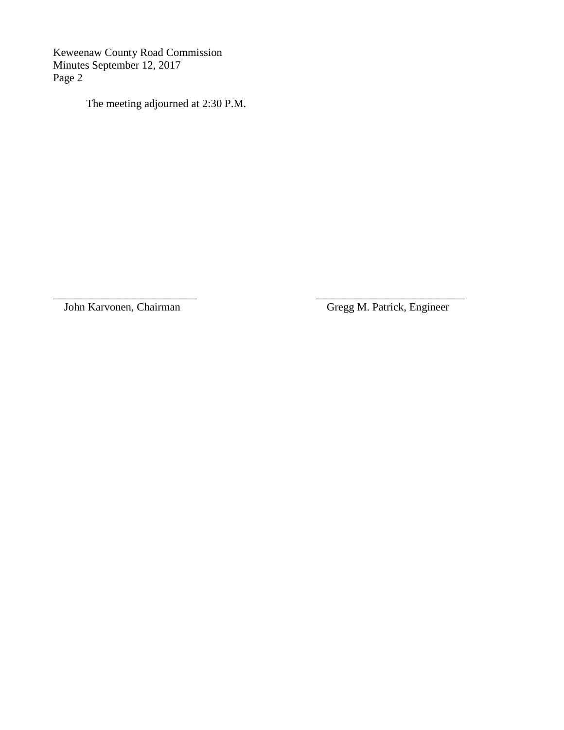The meeting adjourned at 2:30 P.M.

\_\_\_\_\_\_\_\_\_\_\_\_\_\_\_\_\_\_\_\_\_\_\_\_\_\_ \_\_\_\_\_\_\_\_\_\_\_\_\_\_\_\_\_\_\_\_\_\_\_\_\_\_\_

John Karvonen, Chairman

Gregg M. Patrick, Engineer